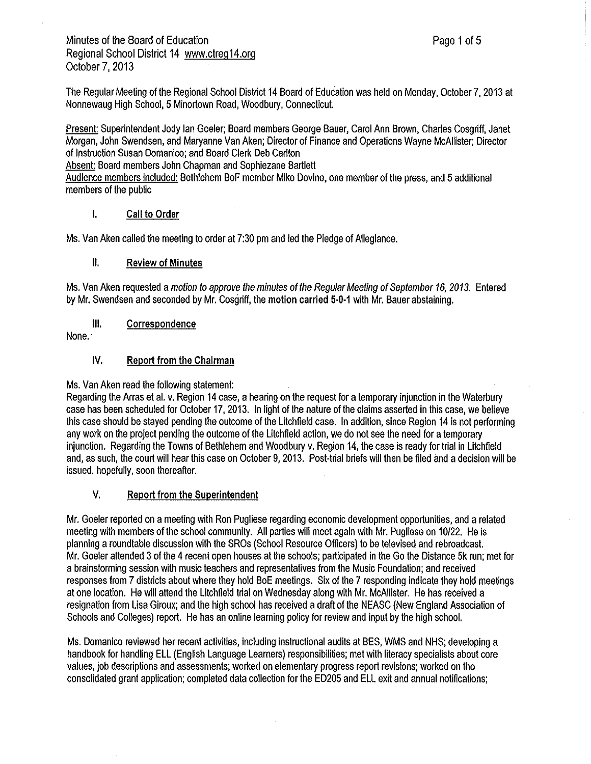Minutes of the Board of Education
Regional School District 14 www.ctreg14.org
October 7, 2013

The Regular Meeting of the Regional School District 14 Board of Education was held on Monday, October 7, 2013 at Nonnewaug High School, 5 Minortown Road, Woodbury, Connecticut.

Present: Superintendent Jody Ian Goeler; Board members George Bauer, Carol Ann Brown, Charles Cosgriff, Janet Morgan, John Swendsen, and Maryanne Van Aken; Director of Finance and Operations Wayne McAllister; Director of Instruction Susan Domanico; and Board Clerk Deb Carlton
Absent: Board members John Chapman and Sophiezane Bartlett
Audience members included: Bethlehem BoF member Mike Devine, one member of the press, and 5 additional members of the public

## I. Call to Order

Ms. Van Aken called the meeting to order at 7:30 pm and led the Pledge of Allegiance.

## II. Review of Minutes

Ms. Van Aken requested a *motion to approve the minutes of the Regular Meeting of September 16, 2013.* Entered by Mr. Swendsen and seconded by Mr. Cosgriff, the **motion carried 5-0-1** with Mr. Bauer abstaining.

## III. Correspondence

None.

## IV. Report from the Chairman

Ms. Van Aken read the following statement:
Regarding the Arras et al. v. Region 14 case, a hearing on the request for a temporary injunction in the Waterbury case has been scheduled for October 17, 2013. In light of the nature of the claims asserted in this case, we believe this case should be stayed pending the outcome of the Litchfield case. In addition, since Region 14 is not performing any work on the project pending the outcome of the Litchfield action, we do not see the need for a temporary injunction. Regarding the Towns of Bethlehem and Woodbury v. Region 14, the case is ready for trial in Litchfield and, as such, the court will hear this case on October 9, 2013. Post-trial briefs will then be filed and a decision will be issued, hopefully, soon thereafter.

## V. Report from the Superintendent

Mr. Goeler reported on a meeting with Ron Pugliese regarding economic development opportunities, and a related meeting with members of the school community. All parties will meet again with Mr. Pugliese on 10/22. He is planning a roundtable discussion with the SROs (School Resource Officers) to be televised and rebroadcast. Mr. Goeler attended 3 of the 4 recent open houses at the schools; participated in the Go the Distance 5k run; met for a brainstorming session with music teachers and representatives from the Music Foundation; and received responses from 7 districts about where they hold BoE meetings. Six of the 7 responding indicate they hold meetings at one location. He will attend the Litchfield trial on Wednesday along with Mr. McAllister. He has received a resignation from Lisa Giroux; and the high school has received a draft of the NEASC (New England Association of Schools and Colleges) report. He has an online learning policy for review and input by the high school.

Ms. Domanico reviewed her recent activities, including instructional audits at BES, WMS and NHS; developing a handbook for handling ELL (English Language Learners) responsibilities; met with literacy specialists about core values, job descriptions and assessments; worked on elementary progress report revisions; worked on the consolidated grant application; completed data collection for the ED205 and ELL exit and annual notifications;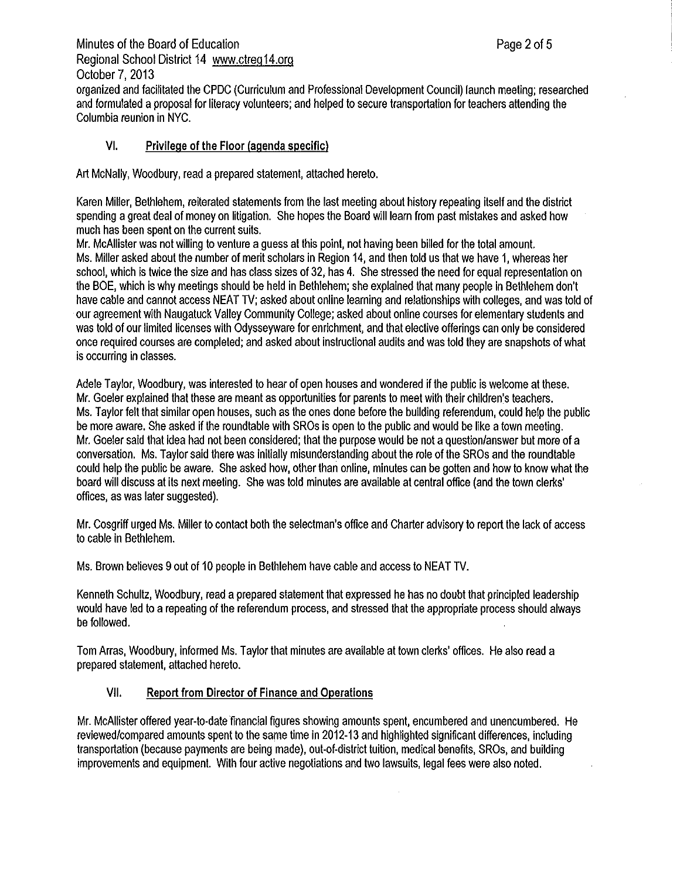organized and facilitated the CPDC (Curriculum and Professional Development Council) launch meeting; researched and formulated a proposal for literacy volunteers; and helped to secure transportation for teachers attending the Columbia reunion in NYC.

## VI. Privilege of the Floor (agenda specific)

Art McNally, Woodbury, read a prepared statement, attached hereto.

Karen Miller, Bethlehem, reiterated statements from the last meeting about history repeating itself and the district spending a great deal of money on litigation. She hopes the Board will learn from past mistakes and asked how much has been spent on the current suits.
Mr. McAllister was not willing to venture a guess at this point, not having been billed for the total amount.
Ms. Miller asked about the number of merit scholars in Region 14, and then told us that we have 1, whereas her school, which is twice the size and has class sizes of 32, has 4. She stressed the need for equal representation on the BOE, which is why meetings should be held in Bethlehem; she explained that many people in Bethlehem don't have cable and cannot access NEAT TV; asked about online learning and relationships with colleges, and was told of our agreement with Naugatuck Valley Community College; asked about online courses for elementary students and was told of our limited licenses with Odysseyware for enrichment, and that elective offerings can only be considered once required courses are completed; and asked about instructional audits and was told they are snapshots of what is occurring in classes.

Adele Taylor, Woodbury, was interested to hear of open houses and wondered if the public is welcome at these.
Mr. Goeler explained that these are meant as opportunities for parents to meet with their children's teachers.
Ms. Taylor felt that similar open houses, such as the ones done before the building referendum, could help the public be more aware. She asked if the roundtable with SROs is open to the public and would be like a town meeting.
Mr. Goeler said that idea had not been considered; that the purpose would be not a question/answer but more of a conversation. Ms. Taylor said there was initially misunderstanding about the role of the SROs and the roundtable could help the public be aware. She asked how, other than online, minutes can be gotten and how to know what the board will discuss at its next meeting. She was told minutes are available at central office (and the town clerks' offices, as was later suggested).

Mr. Cosgriff urged Ms. Miller to contact both the selectman's office and Charter advisory to report the lack of access to cable in Bethlehem.

Ms. Brown believes 9 out of 10 people in Bethlehem have cable and access to NEAT TV.

Kenneth Schultz, Woodbury, read a prepared statement that expressed he has no doubt that principled leadership would have led to a repeating of the referendum process, and stressed that the appropriate process should always be followed.

Tom Arras, Woodbury, informed Ms. Taylor that minutes are available at town clerks' offices. He also read a prepared statement, attached hereto.

## VII. Report from Director of Finance and Operations

Mr. McAllister offered year-to-date financial figures showing amounts spent, encumbered and unencumbered. He reviewed/compared amounts spent to the same time in 2012-13 and highlighted significant differences, including transportation (because payments are being made), out-of-district tuition, medical benefits, SROs, and building improvements and equipment. With four active negotiations and two lawsuits, legal fees were also noted.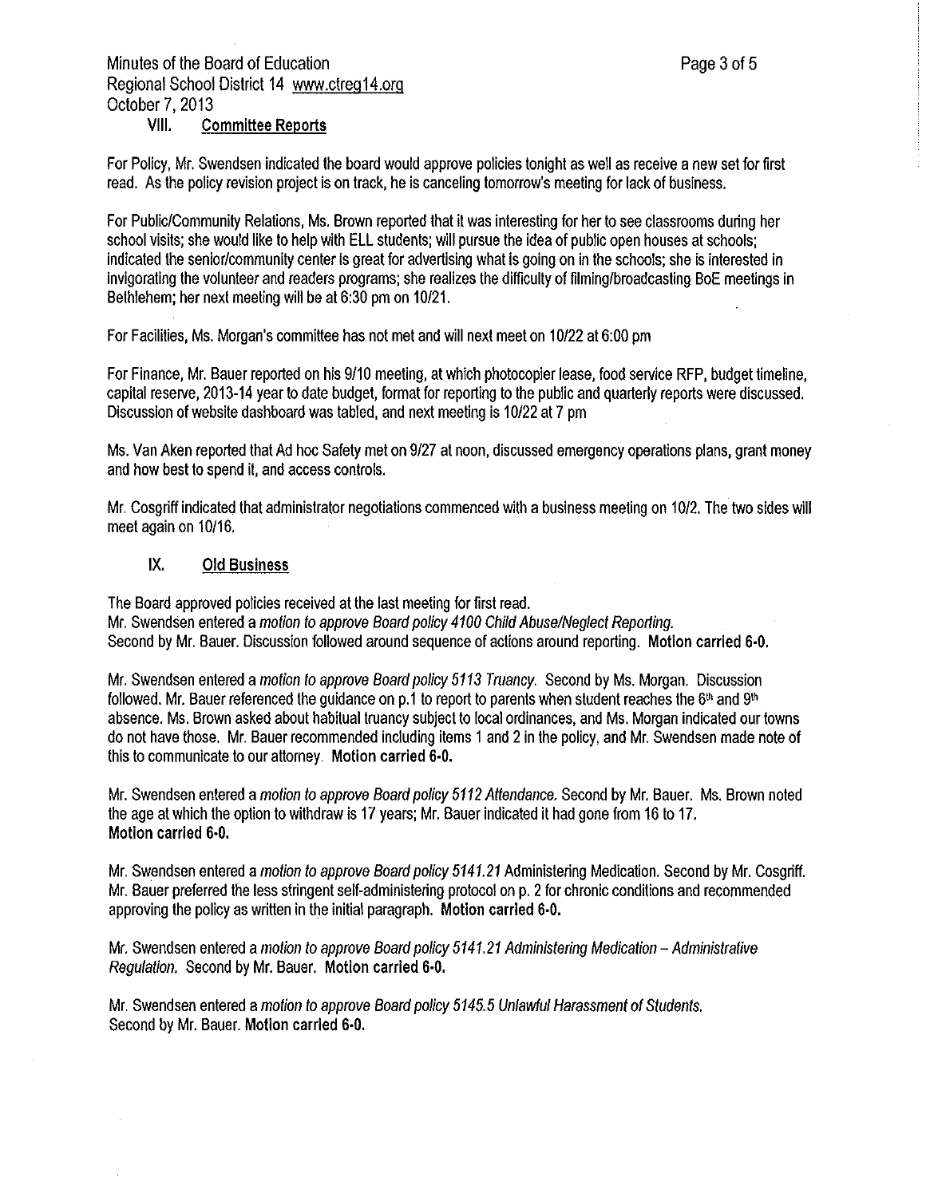### VIII. Committee Reports

For Policy, Mr. Swendsen indicated the board would approve policies tonight as well as receive a new set for first read. As the policy revision project is on track, he is canceling tomorrow's meeting for lack of business.

For Public/Community Relations, Ms. Brown reported that it was interesting for her to see classrooms during her school visits; she would like to help with ELL students; will pursue the idea of public open houses at schools; indicated the senior/community center is great for advertising what is going on in the schools; she is interested in invigorating the volunteer and readers programs; she realizes the difficulty of filming/broadcasting BoE meetings in Bethlehem; her next meeting will be at 6:30 pm on 10/21.

For Facilities, Ms. Morgan's committee has not met and will next meet on 10/22 at 6:00 pm

For Finance, Mr. Bauer reported on his 9/10 meeting, at which photocopier lease, food service RFP, budget timeline, capital reserve, 2013-14 year to date budget, format for reporting to the public and quarterly reports were discussed. Discussion of website dashboard was tabled, and next meeting is 10/22 at 7 pm

Ms. Van Aken reported that Ad hoc Safety met on 9/27 at noon, discussed emergency operations plans, grant money and how best to spend it, and access controls.

Mr. Cosgriff indicated that administrator negotiations commenced with a business meeting on 10/2. The two sides will meet again on 10/16.

### IX. Old Business

The Board approved policies received at the last meeting for first read.
Mr. Swendsen entered a *motion to approve Board policy 4100 Child Abuse/Neglect Reporting.*
Second by Mr. Bauer. Discussion followed around sequence of actions around reporting. **Motion carried 6-0.**

Mr. Swendsen entered a *motion to approve Board policy 5113 Truancy.* Second by Ms. Morgan. Discussion followed. Mr. Bauer referenced the guidance on p.1 to report to parents when student reaches the 6th and 9th absence. Ms. Brown asked about habitual truancy subject to local ordinances, and Ms. Morgan indicated our towns do not have those. Mr. Bauer recommended including items 1 and 2 in the policy, and Mr. Swendsen made note of this to communicate to our attorney. **Motion carried 6-0.**

Mr. Swendsen entered a *motion to approve Board policy 5112 Attendance.* Second by Mr. Bauer. Ms. Brown noted the age at which the option to withdraw is 17 years; Mr. Bauer indicated it had gone from 16 to 17.
**Motion carried 6-0.**

Mr. Swendsen entered a *motion to approve Board policy 5141.21* Administering Medication. Second by Mr. Cosgriff. Mr. Bauer preferred the less stringent self-administering protocol on p. 2 for chronic conditions and recommended approving the policy as written in the initial paragraph. **Motion carried 6-0.**

Mr. Swendsen entered a *motion to approve Board policy 5141.21 Administering Medication – Administrative Regulation.* Second by Mr. Bauer. **Motion carried 6-0.**

Mr. Swendsen entered a *motion to approve Board policy 5145.5 Unlawful Harassment of Students.*
Second by Mr. Bauer. **Motion carried 6-0.**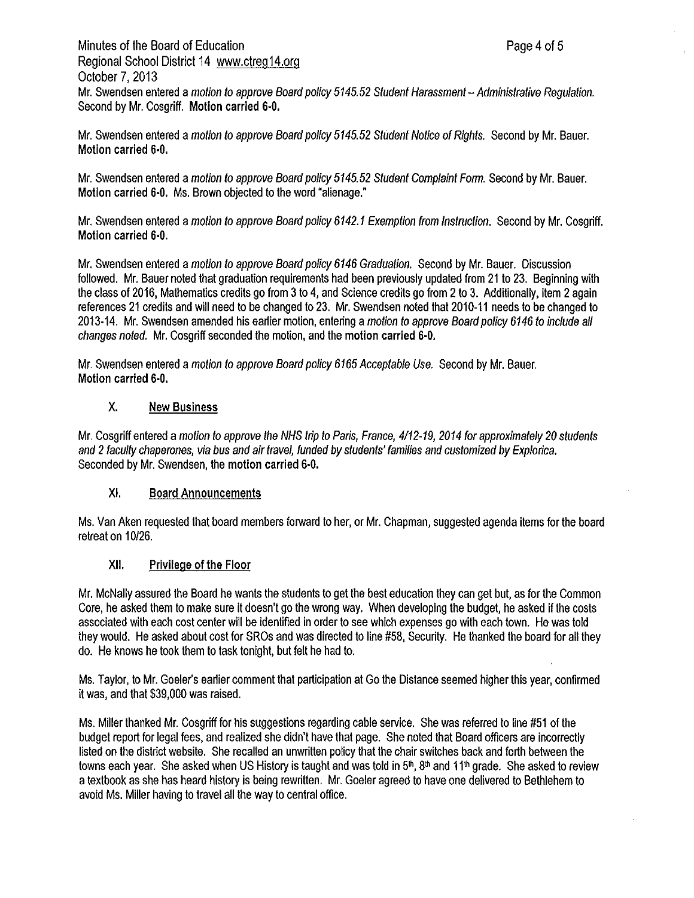Mr. Swendsen entered a *motion to approve Board policy 5145.52 Student Harassment – Administrative Regulation.* Second by Mr. Cosgriff. **Motion carried 6-0.**

Mr. Swendsen entered a *motion to approve Board policy 5145.52 Student Notice of Rights.* Second by Mr. Bauer. **Motion carried 6-0.**

Mr. Swendsen entered a *motion to approve Board policy 5145.52 Student Complaint Form.* Second by Mr. Bauer. **Motion carried 6-0.** Ms. Brown objected to the word "alienage."

Mr. Swendsen entered a *motion to approve Board policy 6142.1 Exemption from Instruction.* Second by Mr. Cosgriff. **Motion carried 6-0.**

Mr. Swendsen entered a *motion to approve Board policy 6146 Graduation.* Second by Mr. Bauer. Discussion followed. Mr. Bauer noted that graduation requirements had been previously updated from 21 to 23. Beginning with the class of 2016, Mathematics credits go from 3 to 4, and Science credits go from 2 to 3. Additionally, item 2 again references 21 credits and will need to be changed to 23. Mr. Swendsen noted that 2010-11 needs to be changed to 2013-14. Mr. Swendsen amended his earlier motion, entering a *motion to approve Board policy 6146 to include all changes noted.* Mr. Cosgriff seconded the motion, and the **motion carried 6-0.**

Mr. Swendsen entered a *motion to approve Board policy 6165 Acceptable Use.* Second by Mr. Bauer. **Motion carried 6-0.**

## X. New Business

Mr. Cosgriff entered a *motion to approve the NHS trip to Paris, France, 4/12-19, 2014 for approximately 20 students and 2 faculty chaperones, via bus and air travel, funded by students' families and customized by Explorica.* Seconded by Mr. Swendsen, the **motion carried 6-0.**

## XI. Board Announcements

Ms. Van Aken requested that board members forward to her, or Mr. Chapman, suggested agenda items for the board retreat on 10/26.

## XII. Privilege of the Floor

Mr. McNally assured the Board he wants the students to get the best education they can get but, as for the Common Core, he asked them to make sure it doesn't go the wrong way. When developing the budget, he asked if the costs associated with each cost center will be identified in order to see which expenses go with each town. He was told they would. He asked about cost for SROs and was directed to line #58, Security. He thanked the board for all they do. He knows he took them to task tonight, but felt he had to.

Ms. Taylor, to Mr. Goeler's earlier comment that participation at Go the Distance seemed higher this year, confirmed it was, and that $39,000 was raised.

Ms. Miller thanked Mr. Cosgriff for his suggestions regarding cable service. She was referred to line #51 of the budget report for legal fees, and realized she didn't have that page. She noted that Board officers are incorrectly listed on the district website. She recalled an unwritten policy that the chair switches back and forth between the towns each year. She asked when US History is taught and was told in 5th, 8th and 11th grade. She asked to review a textbook as she has heard history is being rewritten. Mr. Goeler agreed to have one delivered to Bethlehem to avoid Ms. Miller having to travel all the way to central office.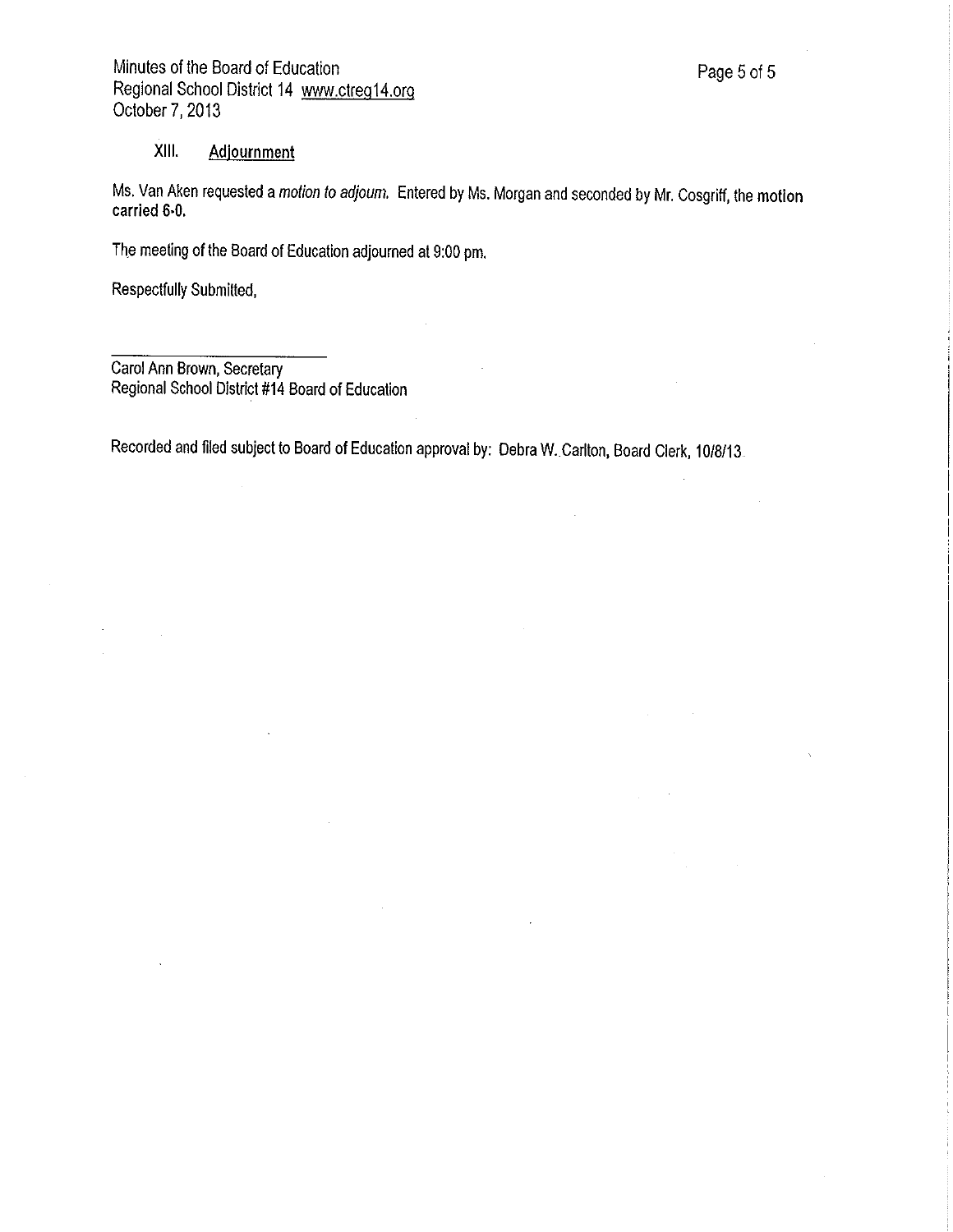### XIII. Adjournment

Ms. Van Aken requested a *motion to adjourn.* Entered by Ms. Morgan and seconded by Mr. Cosgriff, the **motion carried 6-0.**

The meeting of the Board of Education adjourned at 9:00 pm.

Respectfully Submitted,

\_\_\_\_\_\_\_\_\_\_\_\_\_\_\_\_\_\_\_\_\_\_\_\_\_\_\_\_

Carol Ann Brown, Secretary
Regional School District #14 Board of Education

Recorded and filed subject to Board of Education approval by: Debra W. Carlton, Board Clerk, 10/8/13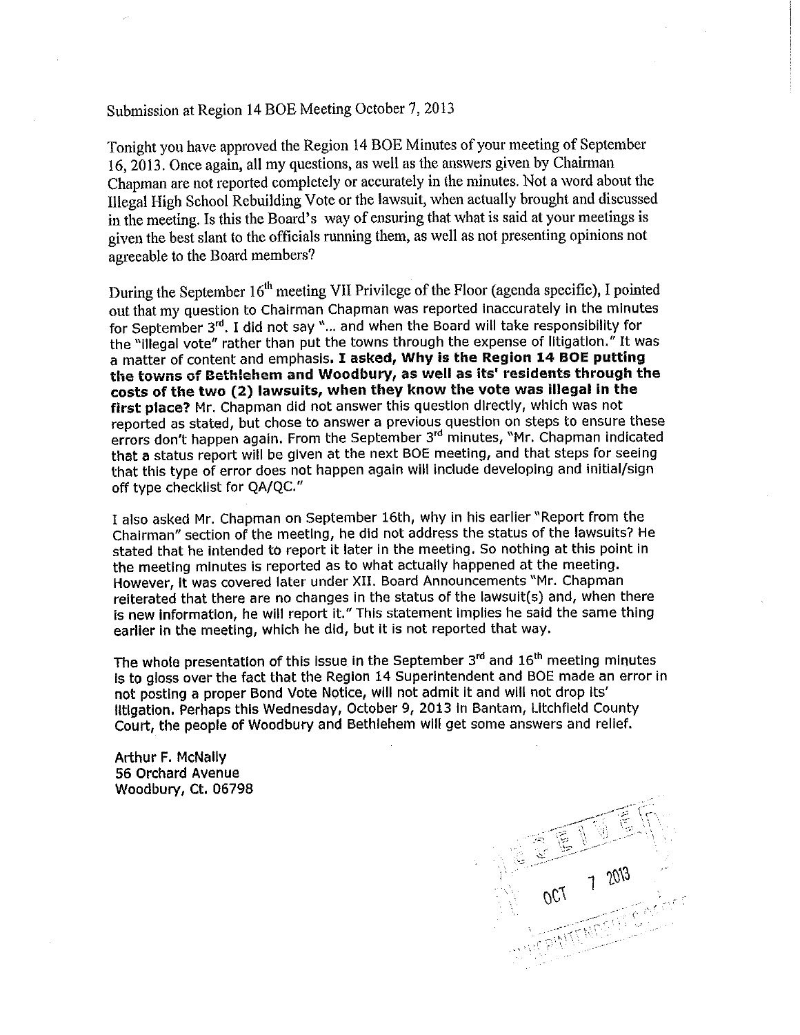Submission at Region 14 BOE Meeting October 7, 2013

Tonight you have approved the Region 14 BOE Minutes of your meeting of September 16, 2013. Once again, all my questions, as well as the answers given by Chairman Chapman are not reported completely or accurately in the minutes. Not a word about the Illegal High School Rebuilding Vote or the lawsuit, when actually brought and discussed in the meeting. Is this the Board's way of ensuring that what is said at your meetings is given the best slant to the officials running them, as well as not presenting opinions not agreeable to the Board members?

During the September 16th meeting VII Privilege of the Floor (agenda specific), I pointed out that my question to Chairman Chapman was reported inaccurately in the minutes for September 3rd. I did not say "... and when the Board will take responsibility for the "illegal vote" rather than put the towns through the expense of litigation." It was a matter of content and emphasis. **I asked, Why is the Region 14 BOE putting the towns of Bethlehem and Woodbury, as well as its' residents through the costs of the two (2) lawsuits, when they know the vote was illegal in the first place?** Mr. Chapman did not answer this question directly, which was not reported as stated, but chose to answer a previous question on steps to ensure these errors don't happen again. From the September 3rd minutes, "Mr. Chapman indicated that a status report will be given at the next BOE meeting, and that steps for seeing that this type of error does not happen again will include developing and initial/sign off type checklist for QA/QC."

I also asked Mr. Chapman on September 16th, why in his earlier "Report from the Chairman" section of the meeting, he did not address the status of the lawsuits? He stated that he intended to report it later in the meeting. So nothing at this point in the meeting minutes is reported as to what actually happened at the meeting. However, it was covered later under XII. Board Announcements "Mr. Chapman reiterated that there are no changes in the status of the lawsuit(s) and, when there is new information, he will report it." This statement implies he said the same thing earlier in the meeting, which he did, but it is not reported that way.

The whole presentation of this issue in the September 3rd and 16th meeting minutes is to gloss over the fact that the Region 14 Superintendent and BOE made an error in not posting a proper Bond Vote Notice, will not admit it and will not drop its' litigation. Perhaps this Wednesday, October 9, 2013 in Bantam, Litchfield County Court, the people of Woodbury and Bethlehem will get some answers and relief.

Arthur F. McNally
56 Orchard Avenue
Woodbury, Ct. 06798

RECEIVED
OCT 7 2013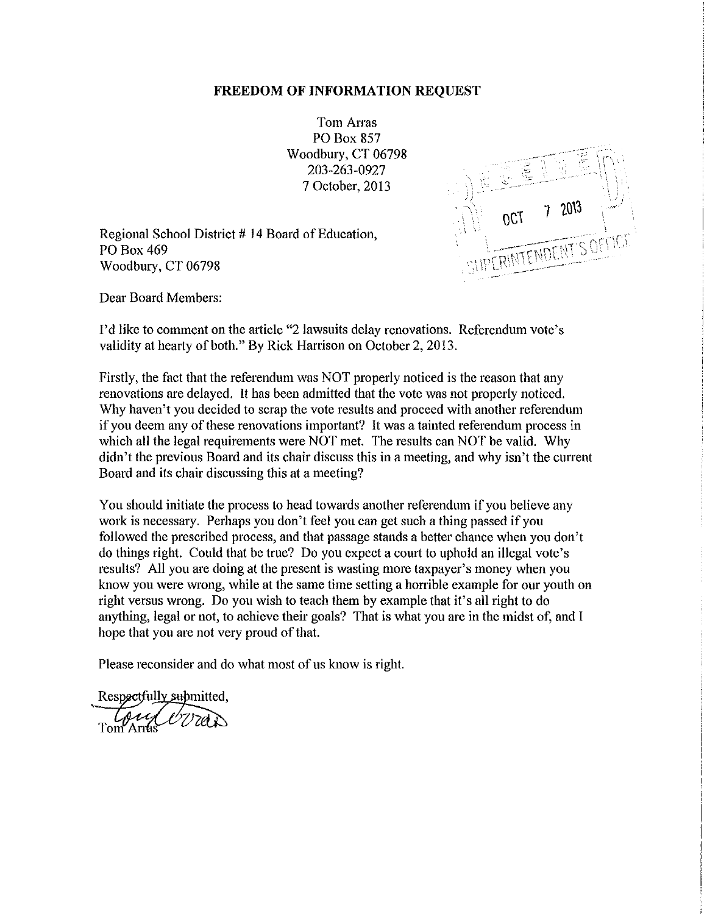**FREEDOM OF INFORMATION REQUEST**

Tom Arras
PO Box 857
Woodbury, CT 06798
203-263-0927
7 October, 2013

RECEIVED
OCT 7 2013
SUPERINTENDENT'S OFFICE

Regional School District # 14 Board of Education,
PO Box 469
Woodbury, CT 06798

Dear Board Members:

I'd like to comment on the article "2 lawsuits delay renovations. Referendum vote's validity at hearty of both." By Rick Harrison on October 2, 2013.

Firstly, the fact that the referendum was NOT properly noticed is the reason that any renovations are delayed. It has been admitted that the vote was not properly noticed. Why haven't you decided to scrap the vote results and proceed with another referendum if you deem any of these renovations important? It was a tainted referendum process in which all the legal requirements were NOT met. The results can NOT be valid. Why didn't the previous Board and its chair discuss this in a meeting, and why isn't the current Board and its chair discussing this at a meeting?

You should initiate the process to head towards another referendum if you believe any work is necessary. Perhaps you don't feel you can get such a thing passed if you followed the prescribed process, and that passage stands a better chance when you don't do things right. Could that be true? Do you expect a court to uphold an illegal vote's results? All you are doing at the present is wasting more taxpayer's money when you know you were wrong, while at the same time setting a horrible example for our youth on right versus wrong. Do you wish to teach them by example that it's all right to do anything, legal or not, to achieve their goals? That is what you are in the midst of, and I hope that you are not very proud of that.

Please reconsider and do what most of us know is right.

Respectfully submitted,

Tom Arras